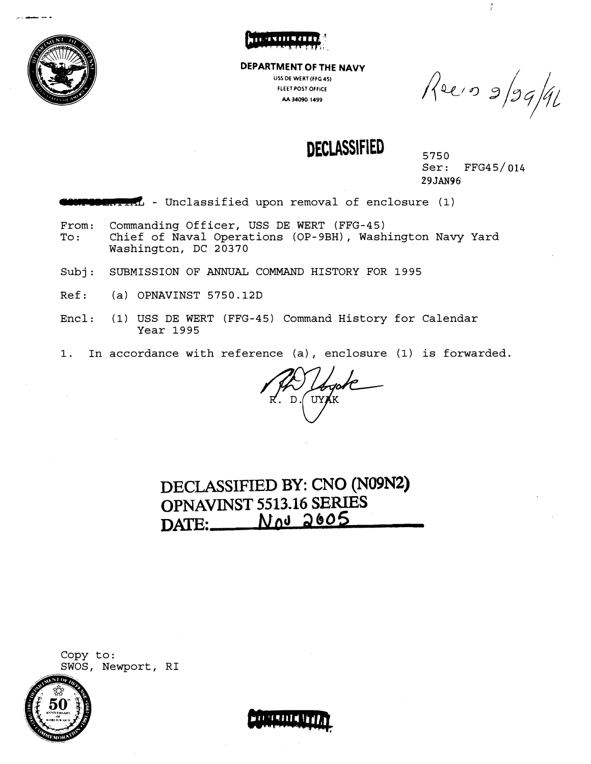DEPARTMENT OF THE NAVY
USS DE WERT (FFG 45)
FLEET POST OFFICE
AA 34090-1499

Recd 2/29/96

**DECLASSIFIED**

5750
Ser: FFG45/014
29JAN96

- Unclassified upon removal of enclosure (1)

From: Commanding Officer, USS DE WERT (FFG-45)
To: Chief of Naval Operations (OP-9BH), Washington Navy Yard
Washington, DC 20370

Subj: SUBMISSION OF ANNUAL COMMAND HISTORY FOR 1995

Ref: (a) OPNAVINST 5750.12D

Encl: (1) USS DE WERT (FFG-45) Command History for Calendar Year 1995

1. In accordance with reference (a), enclosure (1) is forwarded.

R. D. UYAK

**DECLASSIFIED BY: CNO (N09N2)**
**OPNAVINST 5513.16 SERIES**
**DATE: Nov 2005**

Copy to:
SWOS, Newport, RI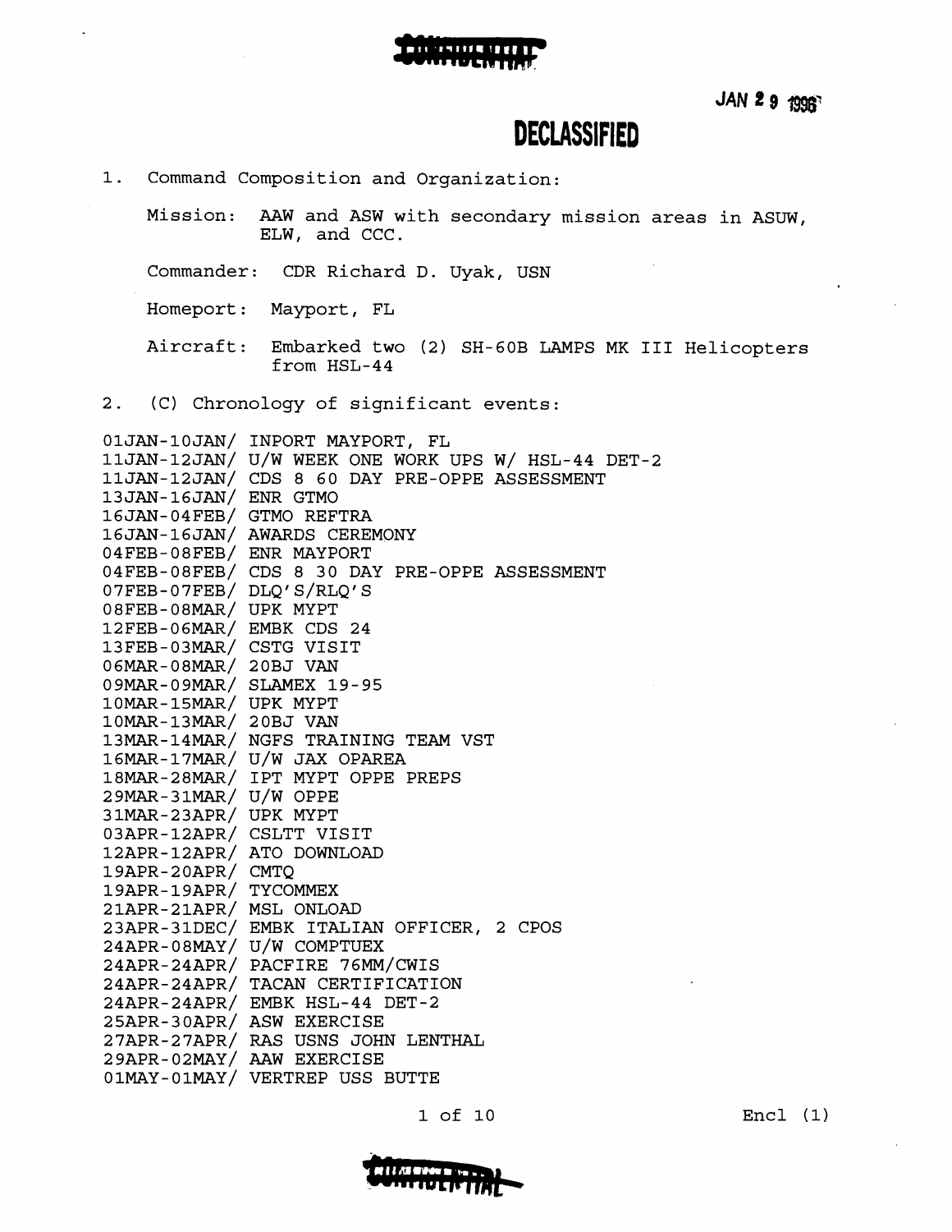CONFIDENTIAL

JAN 29 1996

# DECLASSIFIED

1. Command Composition and Organization:

   Mission: AAW and ASW with secondary mission areas in ASUW, ELW, and CCC.

   Commander: CDR Richard D. Uyak, USN

   Homeport: Mayport, FL

   Aircraft: Embarked two (2) SH-60B LAMPS MK III Helicopters from HSL-44

2. (C) Chronology of significant events:

```
01JAN-10JAN/ INPORT MAYPORT, FL
11JAN-12JAN/ U/W WEEK ONE WORK UPS W/ HSL-44 DET-2
11JAN-12JAN/ CDS 8 60 DAY PRE-OPPE ASSESSMENT
13JAN-16JAN/ ENR GTMO
16JAN-04FEB/ GTMO REFTRA
16JAN-16JAN/ AWARDS CEREMONY
04FEB-08FEB/ ENR MAYPORT
04FEB-08FEB/ CDS 8 30 DAY PRE-OPPE ASSESSMENT
07FEB-07FEB/ DLQ'S/RLQ'S
08FEB-08MAR/ UPK MYPT
12FEB-06MAR/ EMBK CDS 24
13FEB-03MAR/ CSTG VISIT
06MAR-08MAR/ 20BJ VAN
09MAR-09MAR/ SLAMEX 19-95
10MAR-15MAR/ UPK MYPT
10MAR-13MAR/ 20BJ VAN
13MAR-14MAR/ NGFS TRAINING TEAM VST
16MAR-17MAR/ U/W JAX OPAREA
18MAR-28MAR/ IPT MYPT OPPE PREPS
29MAR-31MAR/ U/W OPPE
31MAR-23APR/ UPK MYPT
03APR-12APR/ CSLTT VISIT
12APR-12APR/ ATO DOWNLOAD
19APR-20APR/ CMTQ
19APR-19APR/ TYCOMMEX
21APR-21APR/ MSL ONLOAD
23APR-31DEC/ EMBK ITALIAN OFFICER, 2 CPOS
24APR-08MAY/ U/W COMPTUEX
24APR-24APR/ PACFIRE 76MM/CWIS
24APR-24APR/ TACAN CERTIFICATION
24APR-24APR/ EMBK HSL-44 DET-2
25APR-30APR/ ASW EXERCISE
27APR-27APR/ RAS USNS JOHN LENTHAL
29APR-02MAY/ AAW EXERCISE
01MAY-01MAY/ VERTREP USS BUTTE
```

Encl (1)

CONFIDENTIAL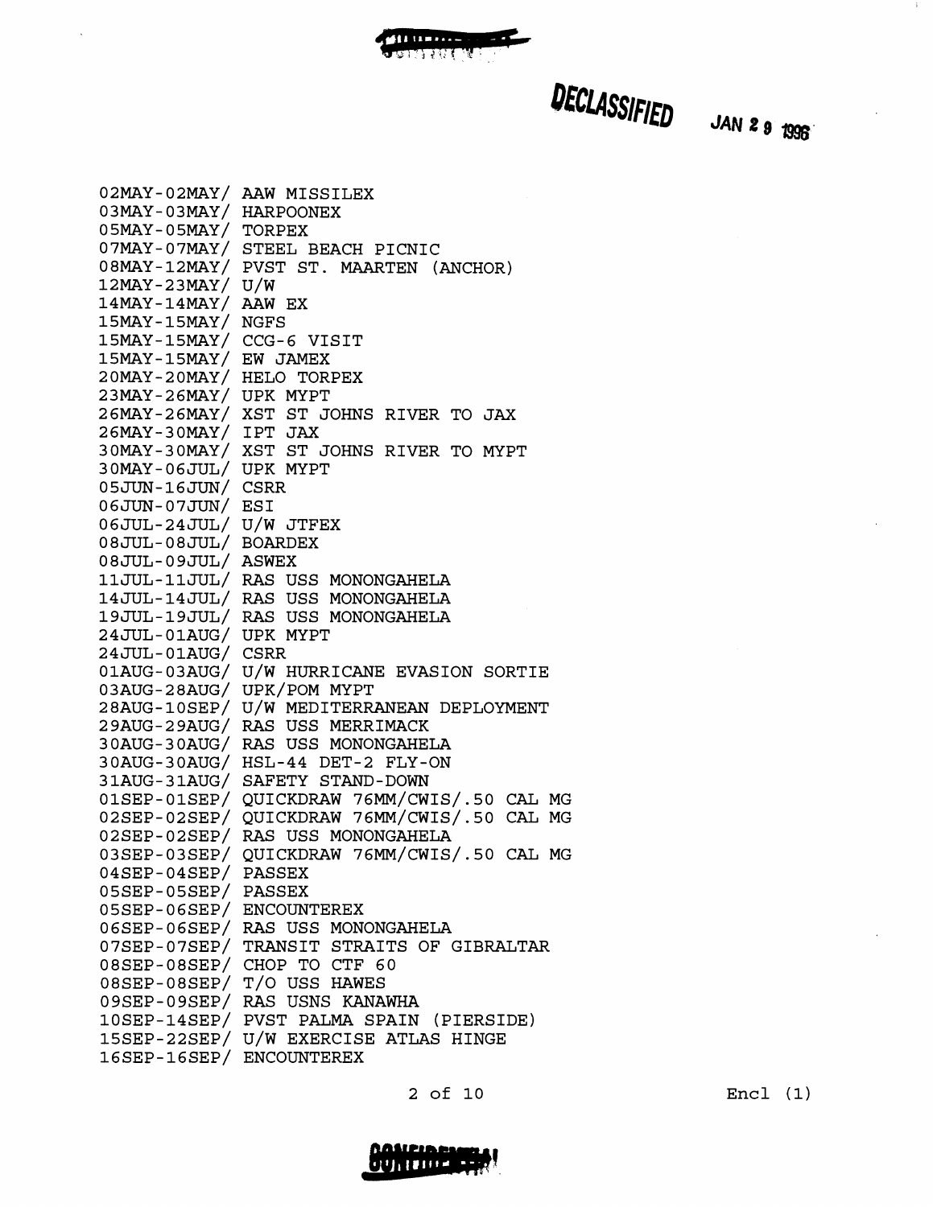DECLASSIFIED JAN 29 1996

02MAY-02MAY/ AAW MISSILEX
03MAY-03MAY/ HARPOONEX
05MAY-05MAY/ TORPEX
07MAY-07MAY/ STEEL BEACH PICNIC
08MAY-12MAY/ PVST ST. MAARTEN (ANCHOR)
12MAY-23MAY/ U/W
14MAY-14MAY/ AAW EX
15MAY-15MAY/ NGFS
15MAY-15MAY/ CCG-6 VISIT
15MAY-15MAY/ EW JAMEX
20MAY-20MAY/ HELO TORPEX
23MAY-26MAY/ UPK MYPT
26MAY-26MAY/ XST ST JOHNS RIVER TO JAX
26MAY-30MAY/ IPT JAX
30MAY-30MAY/ XST ST JOHNS RIVER TO MYPT
30MAY-06JUL/ UPK MYPT
05JUN-16JUN/ CSRR
06JUN-07JUN/ ESI
06JUL-24JUL/ U/W JTFEX
08JUL-08JUL/ BOARDEX
08JUL-09JUL/ ASWEX
11JUL-11JUL/ RAS USS MONONGAHELA
14JUL-14JUL/ RAS USS MONONGAHELA
19JUL-19JUL/ RAS USS MONONGAHELA
24JUL-01AUG/ UPK MYPT
24JUL-01AUG/ CSRR
01AUG-03AUG/ U/W HURRICANE EVASION SORTIE
03AUG-28AUG/ UPK/POM MYPT
28AUG-10SEP/ U/W MEDITERRANEAN DEPLOYMENT
29AUG-29AUG/ RAS USS MERRIMACK
30AUG-30AUG/ RAS USS MONONGAHELA
30AUG-30AUG/ HSL-44 DET-2 FLY-ON
31AUG-31AUG/ SAFETY STAND-DOWN
01SEP-01SEP/ QUICKDRAW 76MM/CWIS/.50 CAL MG
02SEP-02SEP/ QUICKDRAW 76MM/CWIS/.50 CAL MG
02SEP-02SEP/ RAS USS MONONGAHELA
03SEP-03SEP/ QUICKDRAW 76MM/CWIS/.50 CAL MG
04SEP-04SEP/ PASSEX
05SEP-05SEP/ PASSEX
05SEP-06SEP/ ENCOUNTEREX
06SEP-06SEP/ RAS USS MONONGAHELA
07SEP-07SEP/ TRANSIT STRAITS OF GIBRALTAR
08SEP-08SEP/ CHOP TO CTF 60
08SEP-08SEP/ T/O USS HAWES
09SEP-09SEP/ RAS USNS KANAWHA
10SEP-14SEP/ PVST PALMA SPAIN (PIERSIDE)
15SEP-22SEP/ U/W EXERCISE ATLAS HINGE
16SEP-16SEP/ ENCOUNTEREX

Encl (1)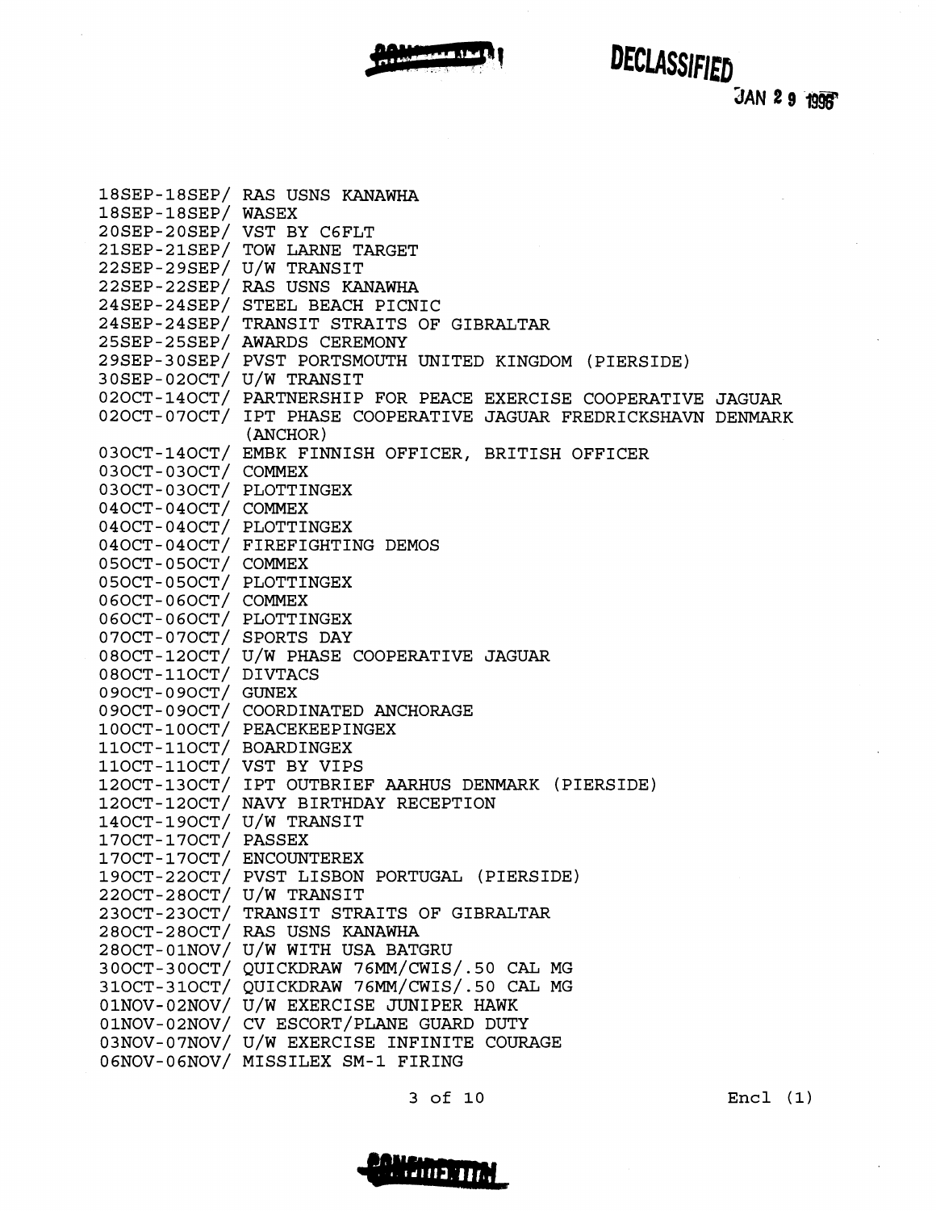DECLASSIFIED

JAN 29 1996

```
18SEP-18SEP/ RAS USNS KANAWHA
18SEP-18SEP/ WASEX
20SEP-20SEP/ VST BY C6FLT
21SEP-21SEP/ TOW LARNE TARGET
22SEP-29SEP/ U/W TRANSIT
22SEP-22SEP/ RAS USNS KANAWHA
24SEP-24SEP/ STEEL BEACH PICNIC
24SEP-24SEP/ TRANSIT STRAITS OF GIBRALTAR
25SEP-25SEP/ AWARDS CEREMONY
29SEP-30SEP/ PVST PORTSMOUTH UNITED KINGDOM (PIERSIDE)
30SEP-02OCT/ U/W TRANSIT
02OCT-14OCT/ PARTNERSHIP FOR PEACE EXERCISE COOPERATIVE JAGUAR
02OCT-07OCT/ IPT PHASE COOPERATIVE JAGUAR FREDRICKSHAVN DENMARK
             (ANCHOR)
03OCT-14OCT/ EMBK FINNISH OFFICER, BRITISH OFFICER
03OCT-03OCT/ COMMEX
03OCT-03OCT/ PLOTTINGEX
04OCT-04OCT/ COMMEX
04OCT-04OCT/ PLOTTINGEX
04OCT-04OCT/ FIREFIGHTING DEMOS
05OCT-05OCT/ COMMEX
05OCT-05OCT/ PLOTTINGEX
06OCT-06OCT/ COMMEX
06OCT-06OCT/ PLOTTINGEX
07OCT-07OCT/ SPORTS DAY
08OCT-12OCT/ U/W PHASE COOPERATIVE JAGUAR
08OCT-11OCT/ DIVTACS
09OCT-09OCT/ GUNEX
09OCT-09OCT/ COORDINATED ANCHORAGE
10OCT-10OCT/ PEACEKEEPINGEX
11OCT-11OCT/ BOARDINGEX
11OCT-11OCT/ VST BY VIPS
12OCT-13OCT/ IPT OUTBRIEF AARHUS DENMARK (PIERSIDE)
12OCT-12OCT/ NAVY BIRTHDAY RECEPTION
14OCT-19OCT/ U/W TRANSIT
17OCT-17OCT/ PASSEX
17OCT-17OCT/ ENCOUNTEREX
19OCT-22OCT/ PVST LISBON PORTUGAL (PIERSIDE)
22OCT-28OCT/ U/W TRANSIT
23OCT-23OCT/ TRANSIT STRAITS OF GIBRALTAR
28OCT-28OCT/ RAS USNS KANAWHA
28OCT-01NOV/ U/W WITH USA BATGRU
30OCT-30OCT/ QUICKDRAW 76MM/CWIS/.50 CAL MG
31OCT-31OCT/ QUICKDRAW 76MM/CWIS/.50 CAL MG
01NOV-02NOV/ U/W EXERCISE JUNIPER HAWK
01NOV-02NOV/ CV ESCORT/PLANE GUARD DUTY
03NOV-07NOV/ U/W EXERCISE INFINITE COURAGE
06NOV-06NOV/ MISSILEX SM-1 FIRING
```

Encl (1)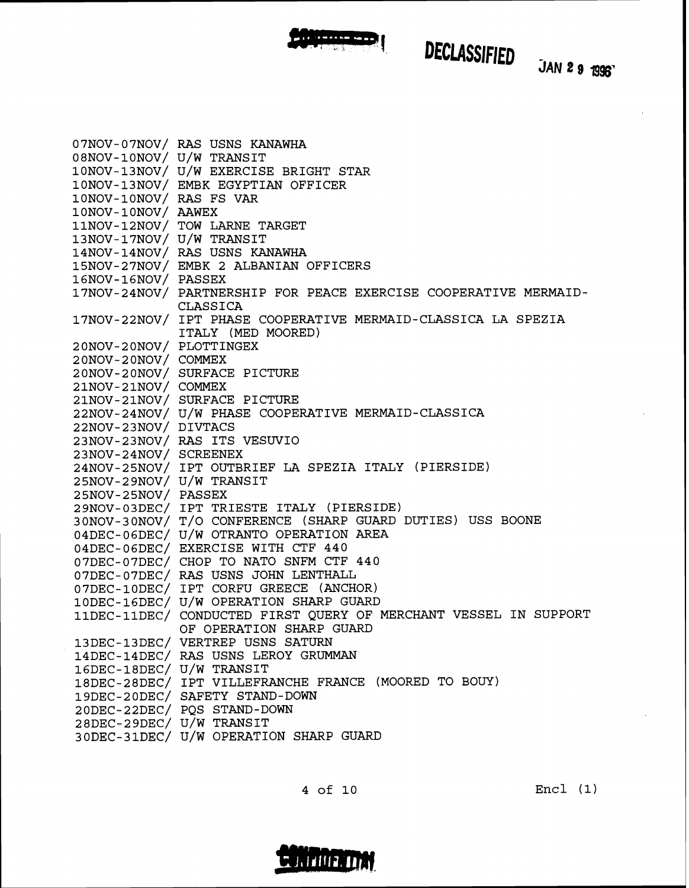DECLASSIFIED JAN 29 1996

07NOV-07NOV/ RAS USNS KANAWHA
08NOV-10NOV/ U/W TRANSIT
10NOV-13NOV/ U/W EXERCISE BRIGHT STAR
10NOV-13NOV/ EMBK EGYPTIAN OFFICER
10NOV-10NOV/ RAS FS VAR
10NOV-10NOV/ AAWEX
11NOV-12NOV/ TOW LARNE TARGET
13NOV-17NOV/ U/W TRANSIT
14NOV-14NOV/ RAS USNS KANAWHA
15NOV-27NOV/ EMBK 2 ALBANIAN OFFICERS
16NOV-16NOV/ PASSEX
17NOV-24NOV/ PARTNERSHIP FOR PEACE EXERCISE COOPERATIVE MERMAID-CLASSICA
17NOV-22NOV/ IPT PHASE COOPERATIVE MERMAID-CLASSICA LA SPEZIA ITALY (MED MOORED)
20NOV-20NOV/ PLOTTINGEX
20NOV-20NOV/ COMMEX
20NOV-20NOV/ SURFACE PICTURE
21NOV-21NOV/ COMMEX
21NOV-21NOV/ SURFACE PICTURE
22NOV-24NOV/ U/W PHASE COOPERATIVE MERMAID-CLASSICA
22NOV-23NOV/ DIVTACS
23NOV-23NOV/ RAS ITS VESUVIO
23NOV-24NOV/ SCREENEX
24NOV-25NOV/ IPT OUTBRIEF LA SPEZIA ITALY (PIERSIDE)
25NOV-29NOV/ U/W TRANSIT
25NOV-25NOV/ PASSEX
29NOV-03DEC/ IPT TRIESTE ITALY (PIERSIDE)
30NOV-30NOV/ T/O CONFERENCE (SHARP GUARD DUTIES) USS BOONE
04DEC-06DEC/ U/W OTRANTO OPERATION AREA
04DEC-06DEC/ EXERCISE WITH CTF 440
07DEC-07DEC/ CHOP TO NATO SNFM CTF 440
07DEC-07DEC/ RAS USNS JOHN LENTHALL
07DEC-10DEC/ IPT CORFU GREECE (ANCHOR)
10DEC-16DEC/ U/W OPERATION SHARP GUARD
11DEC-11DEC/ CONDUCTED FIRST QUERY OF MERCHANT VESSEL IN SUPPORT OF OPERATION SHARP GUARD
13DEC-13DEC/ VERTREP USNS SATURN
14DEC-14DEC/ RAS USNS LEROY GRUMMAN
16DEC-18DEC/ U/W TRANSIT
18DEC-28DEC/ IPT VILLEFRANCHE FRANCE (MOORED TO BOUY)
19DEC-20DEC/ SAFETY STAND-DOWN
20DEC-22DEC/ PQS STAND-DOWN
28DEC-29DEC/ U/W TRANSIT
30DEC-31DEC/ U/W OPERATION SHARP GUARD

Encl (1)

CONFIDENTIAL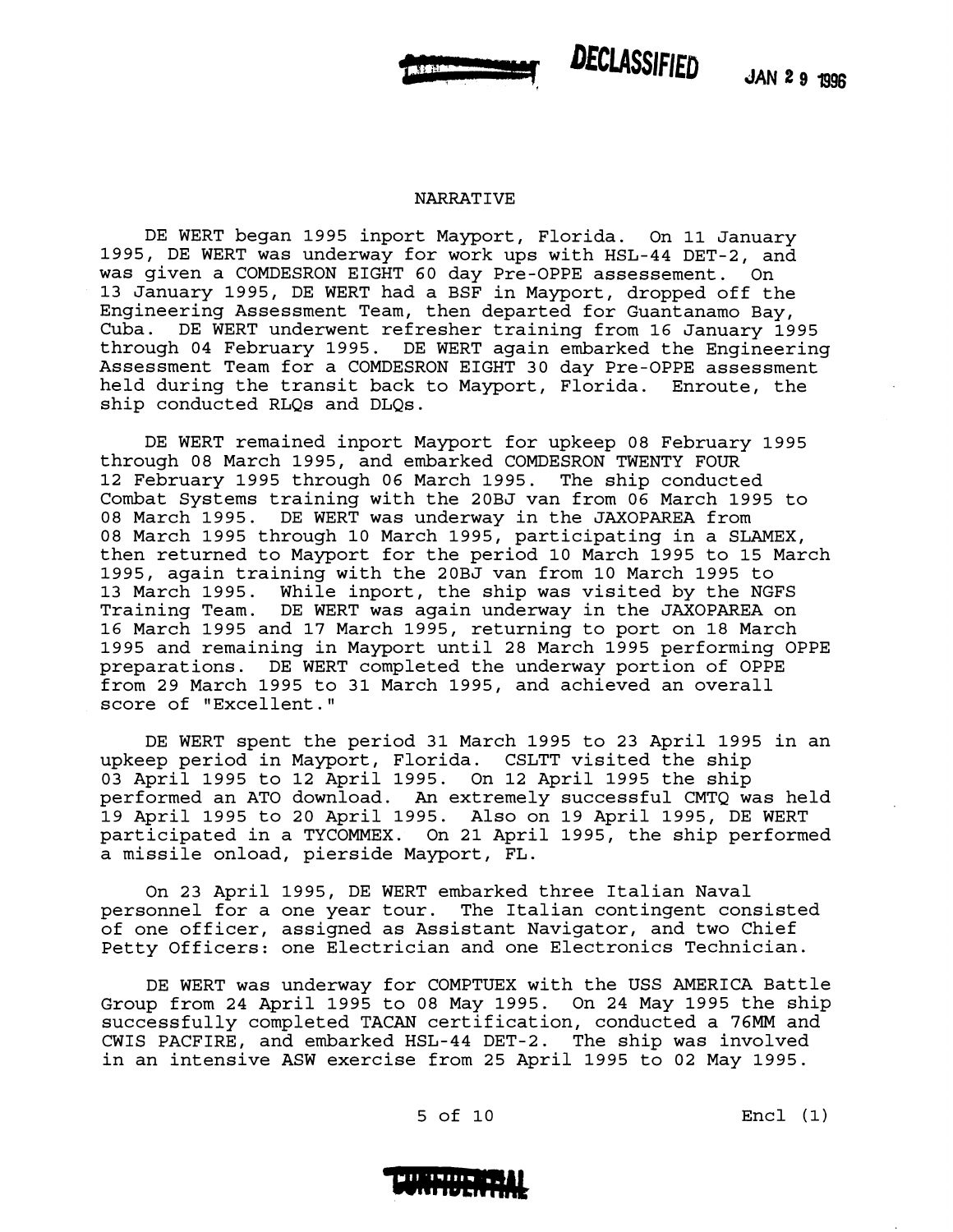DECLASSIFIED JAN 29 1996

## NARRATIVE

DE WERT began 1995 inport Mayport, Florida. On 11 January 1995, DE WERT was underway for work ups with HSL-44 DET-2, and was given a COMDESRON EIGHT 60 day Pre-OPPE assessement. On 13 January 1995, DE WERT had a BSF in Mayport, dropped off the Engineering Assessment Team, then departed for Guantanamo Bay, Cuba. DE WERT underwent refresher training from 16 January 1995 through 04 February 1995. DE WERT again embarked the Engineering Assessment Team for a COMDESRON EIGHT 30 day Pre-OPPE assessment held during the transit back to Mayport, Florida. Enroute, the ship conducted RLQs and DLQs.

DE WERT remained inport Mayport for upkeep 08 February 1995 through 08 March 1995, and embarked COMDESRON TWENTY FOUR 12 February 1995 through 06 March 1995. The ship conducted Combat Systems training with the 20BJ van from 06 March 1995 to 08 March 1995. DE WERT was underway in the JAXOPAREA from 08 March 1995 through 10 March 1995, participating in a SLAMEX, then returned to Mayport for the period 10 March 1995 to 15 March 1995, again training with the 20BJ van from 10 March 1995 to 13 March 1995. While inport, the ship was visited by the NGFS Training Team. DE WERT was again underway in the JAXOPAREA on 16 March 1995 and 17 March 1995, returning to port on 18 March 1995 and remaining in Mayport until 28 March 1995 performing OPPE preparations. DE WERT completed the underway portion of OPPE from 29 March 1995 to 31 March 1995, and achieved an overall score of "Excellent."

DE WERT spent the period 31 March 1995 to 23 April 1995 in an upkeep period in Mayport, Florida. CSLTT visited the ship 03 April 1995 to 12 April 1995. On 12 April 1995 the ship performed an ATO download. An extremely successful CMTQ was held 19 April 1995 to 20 April 1995. Also on 19 April 1995, DE WERT participated in a TYCOMMEX. On 21 April 1995, the ship performed a missile onload, pierside Mayport, FL.

On 23 April 1995, DE WERT embarked three Italian Naval personnel for a one year tour. The Italian contingent consisted of one officer, assigned as Assistant Navigator, and two Chief Petty Officers: one Electrician and one Electronics Technician.

DE WERT was underway for COMPTUEX with the USS AMERICA Battle Group from 24 April 1995 to 08 May 1995. On 24 May 1995 the ship successfully completed TACAN certification, conducted a 76MM and CWIS PACFIRE, and embarked HSL-44 DET-2. The ship was involved in an intensive ASW exercise from 25 April 1995 to 02 May 1995.

Encl (1)

CONFIDENTIAL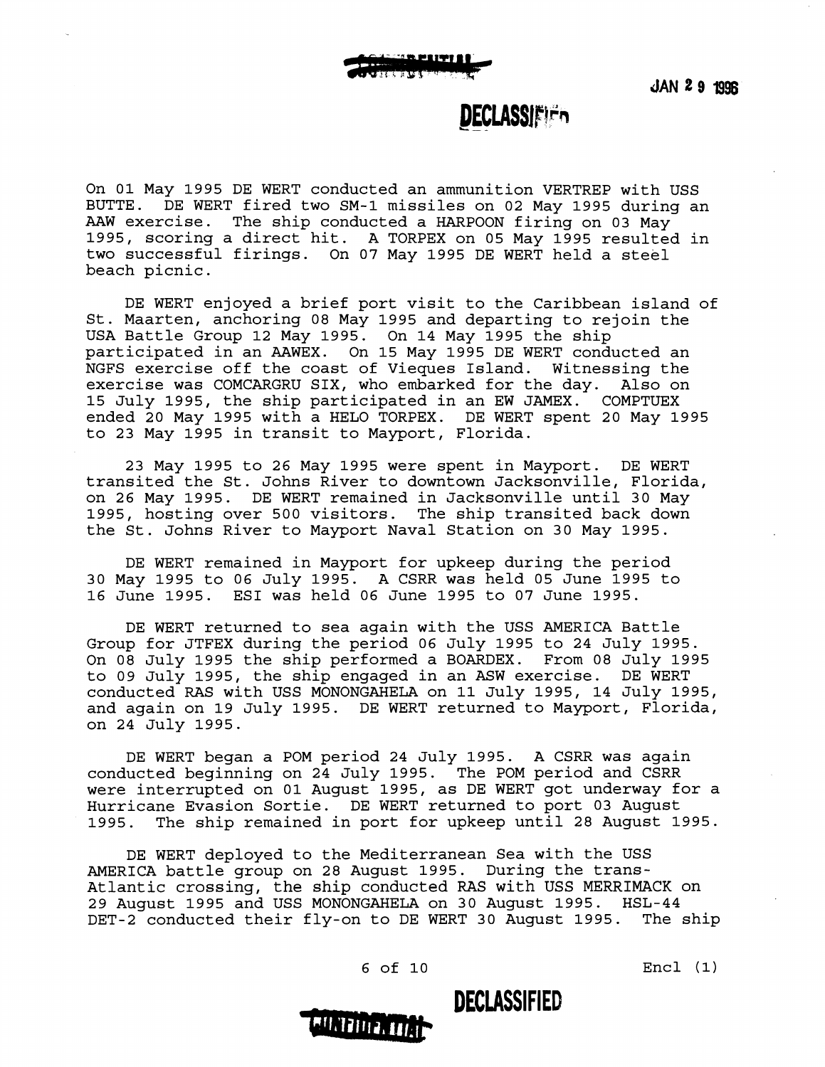On 01 May 1995 DE WERT conducted an ammunition VERTREP with USS BUTTE. DE WERT fired two SM-1 missiles on 02 May 1995 during an AAW exercise. The ship conducted a HARPOON firing on 03 May 1995, scoring a direct hit. A TORPEX on 05 May 1995 resulted in two successful firings. On 07 May 1995 DE WERT held a steel beach picnic.

DE WERT enjoyed a brief port visit to the Caribbean island of St. Maarten, anchoring 08 May 1995 and departing to rejoin the USA Battle Group 12 May 1995. On 14 May 1995 the ship participated in an AAWEX. On 15 May 1995 DE WERT conducted an NGFS exercise off the coast of Vieques Island. Witnessing the exercise was COMCARGRU SIX, who embarked for the day. Also on 15 July 1995, the ship participated in an EW JAMEX. COMPTUEX ended 20 May 1995 with a HELO TORPEX. DE WERT spent 20 May 1995 to 23 May 1995 in transit to Mayport, Florida.

23 May 1995 to 26 May 1995 were spent in Mayport. DE WERT transited the St. Johns River to downtown Jacksonville, Florida, on 26 May 1995. DE WERT remained in Jacksonville until 30 May 1995, hosting over 500 visitors. The ship transited back down the St. Johns River to Mayport Naval Station on 30 May 1995.

DE WERT remained in Mayport for upkeep during the period 30 May 1995 to 06 July 1995. A CSRR was held 05 June 1995 to 16 June 1995. ESI was held 06 June 1995 to 07 June 1995.

DE WERT returned to sea again with the USS AMERICA Battle Group for JTFEX during the period 06 July 1995 to 24 July 1995. On 08 July 1995 the ship performed a BOARDEX. From 08 July 1995 to 09 July 1995, the ship engaged in an ASW exercise. DE WERT conducted RAS with USS MONONGAHELA on 11 July 1995, 14 July 1995, and again on 19 July 1995. DE WERT returned to Mayport, Florida, on 24 July 1995.

DE WERT began a POM period 24 July 1995. A CSRR was again conducted beginning on 24 July 1995. The POM period and CSRR were interrupted on 01 August 1995, as DE WERT got underway for a Hurricane Evasion Sortie. DE WERT returned to port 03 August 1995. The ship remained in port for upkeep until 28 August 1995.

DE WERT deployed to the Mediterranean Sea with the USS AMERICA battle group on 28 August 1995. During the trans-Atlantic crossing, the ship conducted RAS with USS MERRIMACK on 29 August 1995 and USS MONONGAHELA on 30 August 1995. HSL-44 DET-2 conducted their fly-on to DE WERT 30 August 1995. The ship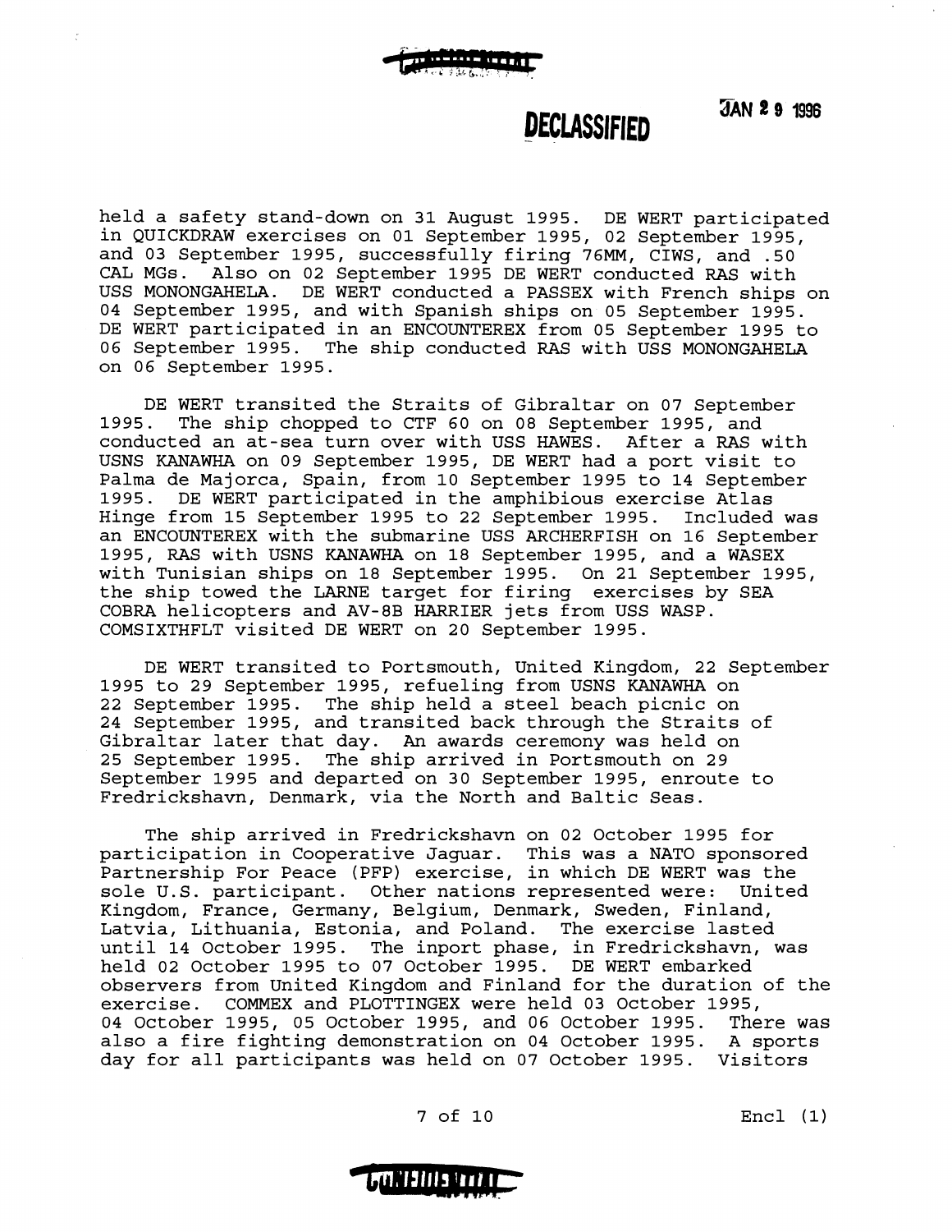DECLASSIFIED

JAN 29 1996

held a safety stand-down on 31 August 1995. DE WERT participated in QUICKDRAW exercises on 01 September 1995, 02 September 1995, and 03 September 1995, successfully firing 76MM, CIWS, and .50 CAL MGs. Also on 02 September 1995 DE WERT conducted RAS with USS MONONGAHELA. DE WERT conducted a PASSEX with French ships on 04 September 1995, and with Spanish ships on 05 September 1995. DE WERT participated in an ENCOUNTEREX from 05 September 1995 to 06 September 1995. The ship conducted RAS with USS MONONGAHELA on 06 September 1995.

DE WERT transited the Straits of Gibraltar on 07 September 1995. The ship chopped to CTF 60 on 08 September 1995, and conducted an at-sea turn over with USS HAWES. After a RAS with USNS KANAWHA on 09 September 1995, DE WERT had a port visit to Palma de Majorca, Spain, from 10 September 1995 to 14 September 1995. DE WERT participated in the amphibious exercise Atlas Hinge from 15 September 1995 to 22 September 1995. Included was an ENCOUNTEREX with the submarine USS ARCHERFISH on 16 September 1995, RAS with USNS KANAWHA on 18 September 1995, and a WASEX with Tunisian ships on 18 September 1995. On 21 September 1995, the ship towed the LARNE target for firing exercises by SEA COBRA helicopters and AV-8B HARRIER jets from USS WASP. COMSIXTHFLT visited DE WERT on 20 September 1995.

DE WERT transited to Portsmouth, United Kingdom, 22 September 1995 to 29 September 1995, refueling from USNS KANAWHA on 22 September 1995. The ship held a steel beach picnic on 24 September 1995, and transited back through the Straits of Gibraltar later that day. An awards ceremony was held on 25 September 1995. The ship arrived in Portsmouth on 29 September 1995 and departed on 30 September 1995, enroute to Fredrickshavn, Denmark, via the North and Baltic Seas.

The ship arrived in Fredrickshavn on 02 October 1995 for participation in Cooperative Jaguar. This was a NATO sponsored Partnership For Peace (PFP) exercise, in which DE WERT was the sole U.S. participant. Other nations represented were: United Kingdom, France, Germany, Belgium, Denmark, Sweden, Finland, Latvia, Lithuania, Estonia, and Poland. The exercise lasted until 14 October 1995. The inport phase, in Fredrickshavn, was held 02 October 1995 to 07 October 1995. DE WERT embarked observers from United Kingdom and Finland for the duration of the exercise. COMMEX and PLOTTINGEX were held 03 October 1995, 04 October 1995, 05 October 1995, and 06 October 1995. There was also a fire fighting demonstration on 04 October 1995. A sports day for all participants was held on 07 October 1995. Visitors

Encl (1)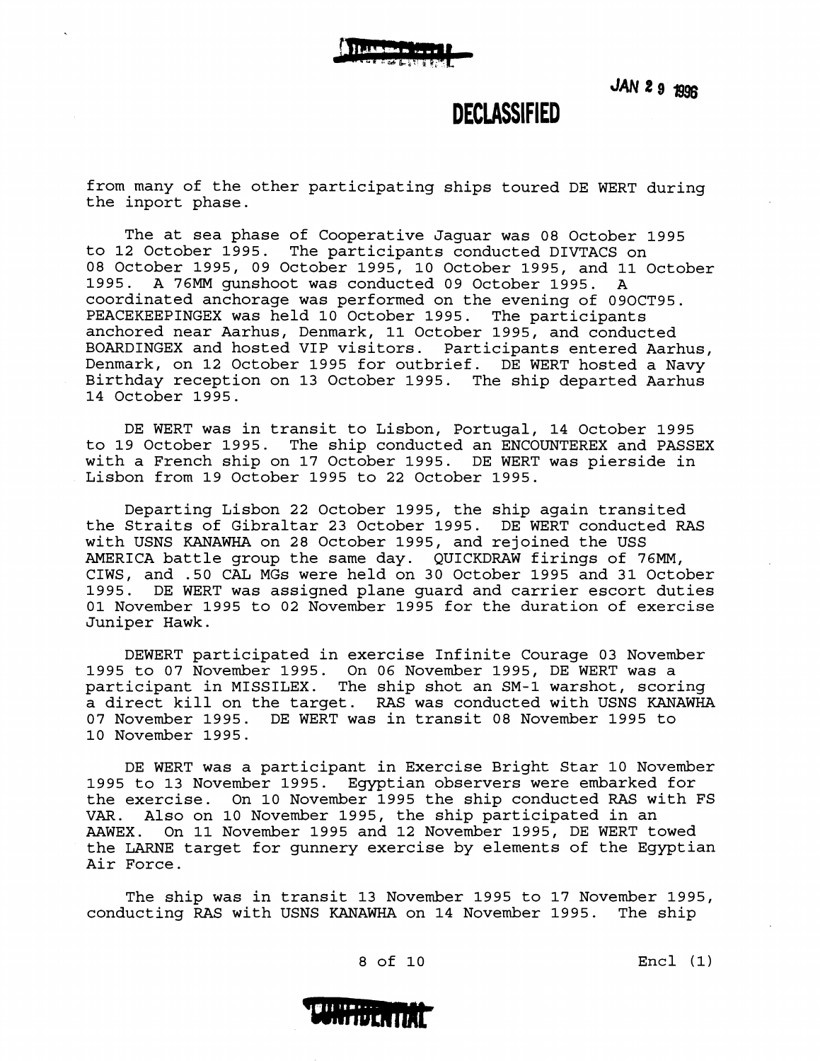JAN 29 1996

DECLASSIFIED

from many of the other participating ships toured DE WERT during the inport phase.

The at sea phase of Cooperative Jaguar was 08 October 1995 to 12 October 1995. The participants conducted DIVTACS on 08 October 1995, 09 October 1995, 10 October 1995, and 11 October 1995. A 76MM gunshoot was conducted 09 October 1995. A coordinated anchorage was performed on the evening of 09OCT95. PEACEKEEPINGEX was held 10 October 1995. The participants anchored near Aarhus, Denmark, 11 October 1995, and conducted BOARDINGEX and hosted VIP visitors. Participants entered Aarhus, Denmark, on 12 October 1995 for outbrief. DE WERT hosted a Navy Birthday reception on 13 October 1995. The ship departed Aarhus 14 October 1995.

DE WERT was in transit to Lisbon, Portugal, 14 October 1995 to 19 October 1995. The ship conducted an ENCOUNTEREX and PASSEX with a French ship on 17 October 1995. DE WERT was pierside in Lisbon from 19 October 1995 to 22 October 1995.

Departing Lisbon 22 October 1995, the ship again transited the Straits of Gibraltar 23 October 1995. DE WERT conducted RAS with USNS KANAWHA on 28 October 1995, and rejoined the USS AMERICA battle group the same day. QUICKDRAW firings of 76MM, CIWS, and .50 CAL MGs were held on 30 October 1995 and 31 October 1995. DE WERT was assigned plane guard and carrier escort duties 01 November 1995 to 02 November 1995 for the duration of exercise Juniper Hawk.

DEWERT participated in exercise Infinite Courage 03 November 1995 to 07 November 1995. On 06 November 1995, DE WERT was a participant in MISSILEX. The ship shot an SM-1 warshot, scoring a direct kill on the target. RAS was conducted with USNS KANAWHA 07 November 1995. DE WERT was in transit 08 November 1995 to 10 November 1995.

DE WERT was a participant in Exercise Bright Star 10 November 1995 to 13 November 1995. Egyptian observers were embarked for the exercise. On 10 November 1995 the ship conducted RAS with FS VAR. Also on 10 November 1995, the ship participated in an AAWEX. On 11 November 1995 and 12 November 1995, DE WERT towed the LARNE target for gunnery exercise by elements of the Egyptian Air Force.

The ship was in transit 13 November 1995 to 17 November 1995, conducting RAS with USNS KANAWHA on 14 November 1995. The ship

Encl (1)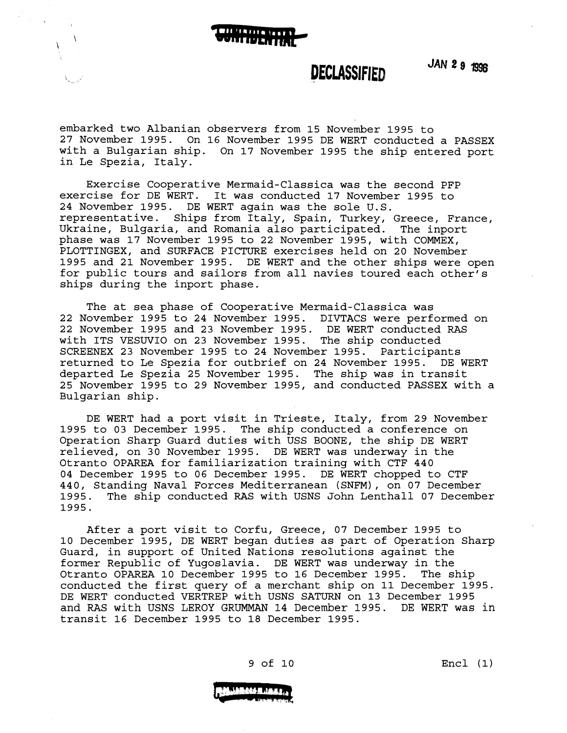CONFIDENTIAL

**DECLASSIFIED** JAN 29 1996

embarked two Albanian observers from 15 November 1995 to 27 November 1995. On 16 November 1995 DE WERT conducted a PASSEX with a Bulgarian ship. On 17 November 1995 the ship entered port in Le Spezia, Italy.

Exercise Cooperative Mermaid-Classica was the second PFP exercise for DE WERT. It was conducted 17 November 1995 to 24 November 1995. DE WERT again was the sole U.S. representative. Ships from Italy, Spain, Turkey, Greece, France, Ukraine, Bulgaria, and Romania also participated. The inport phase was 17 November 1995 to 22 November 1995, with COMMEX, PLOTTINGEX, and SURFACE PICTURE exercises held on 20 November 1995 and 21 November 1995. DE WERT and the other ships were open for public tours and sailors from all navies toured each other's ships during the inport phase.

The at sea phase of Cooperative Mermaid-Classica was 22 November 1995 to 24 November 1995. DIVTACS were performed on 22 November 1995 and 23 November 1995. DE WERT conducted RAS with ITS VESUVIO on 23 November 1995. The ship conducted SCREENEX 23 November 1995 to 24 November 1995. Participants returned to Le Spezia for outbrief on 24 November 1995. DE WERT departed Le Spezia 25 November 1995. The ship was in transit 25 November 1995 to 29 November 1995, and conducted PASSEX with a Bulgarian ship.

DE WERT had a port visit in Trieste, Italy, from 29 November 1995 to 03 December 1995. The ship conducted a conference on Operation Sharp Guard duties with USS BOONE, the ship DE WERT relieved, on 30 November 1995. DE WERT was underway in the Otranto OPAREA for familiarization training with CTF 440 04 December 1995 to 06 December 1995. DE WERT chopped to CTF 440, Standing Naval Forces Mediterranean (SNFM), on 07 December 1995. The ship conducted RAS with USNS John Lenthall 07 December 1995.

After a port visit to Corfu, Greece, 07 December 1995 to 10 December 1995, DE WERT began duties as part of Operation Sharp Guard, in support of United Nations resolutions against the former Republic of Yugoslavia. DE WERT was underway in the Otranto OPAREA 10 December 1995 to 16 December 1995. The ship conducted the first query of a merchant ship on 11 December 1995. DE WERT conducted VERTREP with USNS SATURN on 13 December 1995 and RAS with USNS LEROY GRUMMAN 14 December 1995. DE WERT was in transit 16 December 1995 to 18 December 1995.

Encl (1)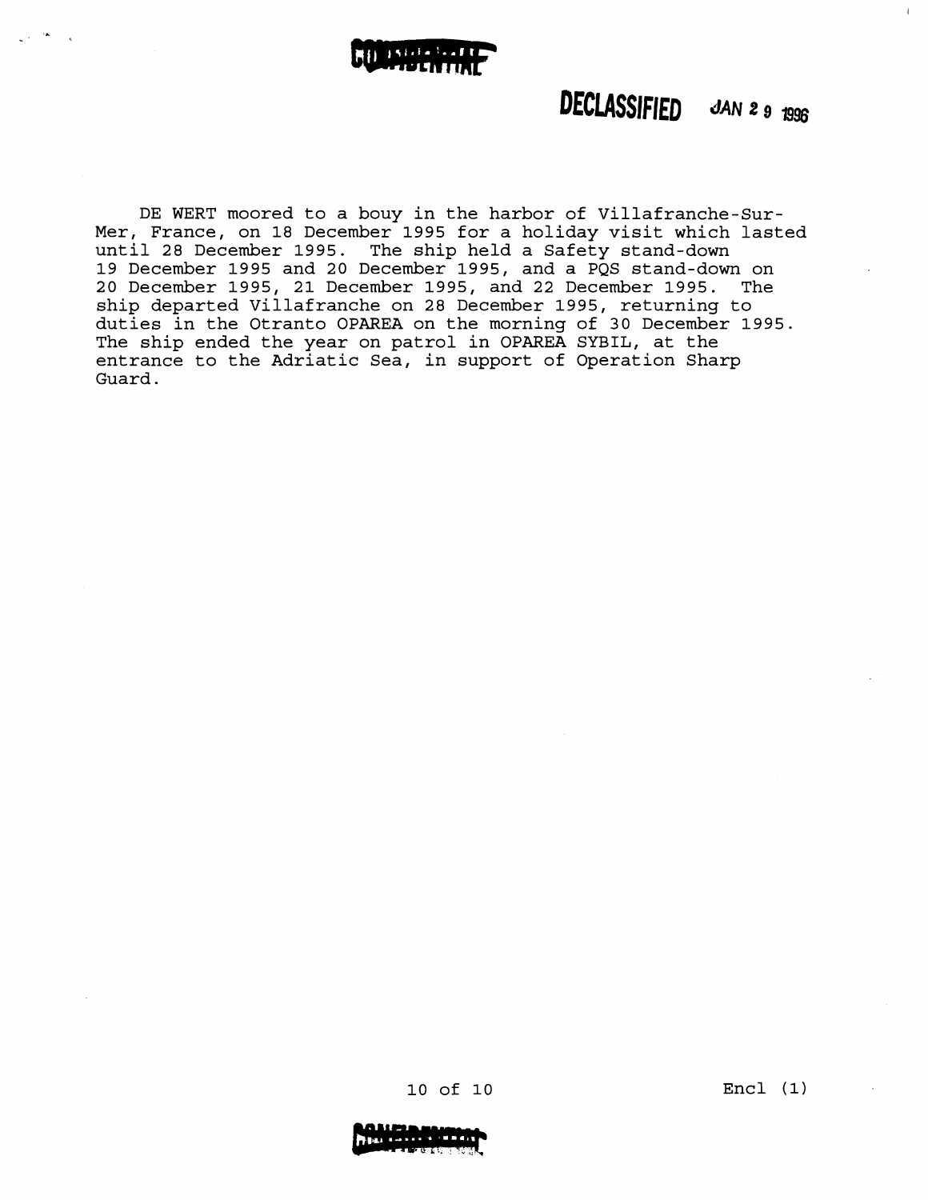CONFIDENTIAL

**DECLASSIFIED** JAN 29 1996

DE WERT moored to a bouy in the harbor of Villafranche-Sur-Mer, France, on 18 December 1995 for a holiday visit which lasted until 28 December 1995. The ship held a Safety stand-down 19 December 1995 and 20 December 1995, and a PQS stand-down on 20 December 1995, 21 December 1995, and 22 December 1995. The ship departed Villafranche on 28 December 1995, returning to duties in the Otranto OPAREA on the morning of 30 December 1995. The ship ended the year on patrol in OPAREA SYBIL, at the entrance to the Adriatic Sea, in support of Operation Sharp Guard.

Encl (1)

CONFIDENTIAL